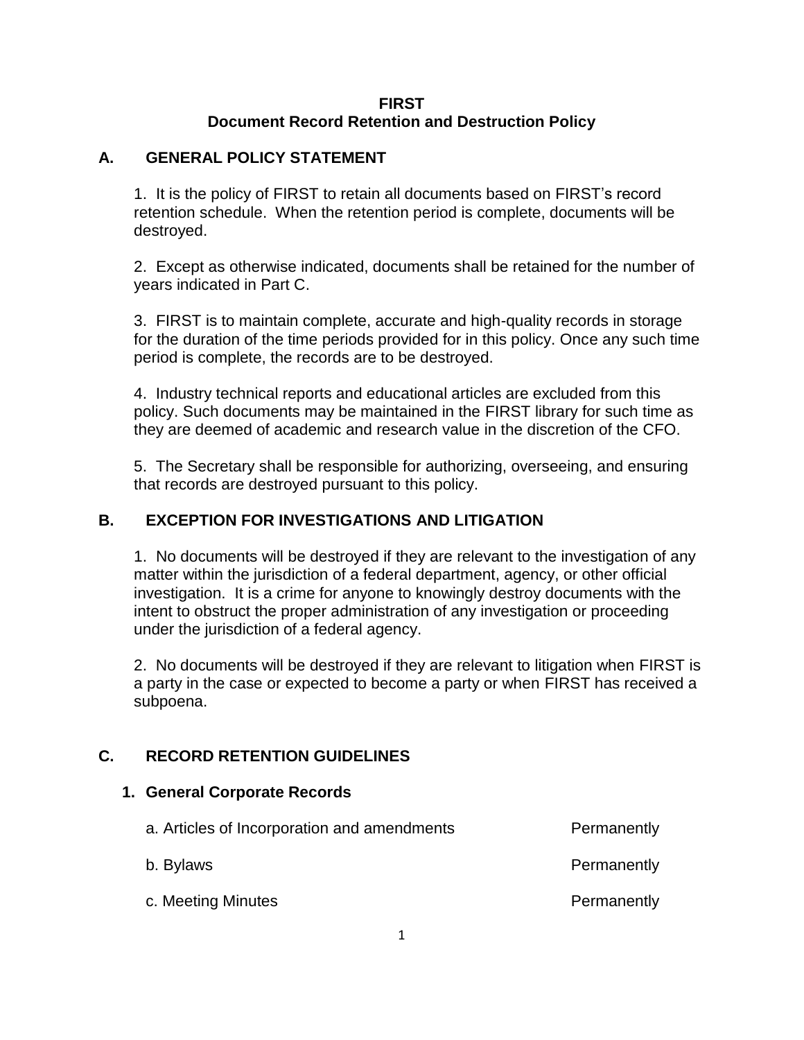**FIRST**
**Document Record Retention and Destruction Policy**

## A. GENERAL POLICY STATEMENT

1. It is the policy of FIRST to retain all documents based on FIRST's record retention schedule. When the retention period is complete, documents will be destroyed.

2. Except as otherwise indicated, documents shall be retained for the number of years indicated in Part C.

3. FIRST is to maintain complete, accurate and high-quality records in storage for the duration of the time periods provided for in this policy. Once any such time period is complete, the records are to be destroyed.

4. Industry technical reports and educational articles are excluded from this policy. Such documents may be maintained in the FIRST library for such time as they are deemed of academic and research value in the discretion of the CFO.

5. The Secretary shall be responsible for authorizing, overseeing, and ensuring that records are destroyed pursuant to this policy.

## B. EXCEPTION FOR INVESTIGATIONS AND LITIGATION

1. No documents will be destroyed if they are relevant to the investigation of any matter within the jurisdiction of a federal department, agency, or other official investigation. It is a crime for anyone to knowingly destroy documents with the intent to obstruct the proper administration of any investigation or proceeding under the jurisdiction of a federal agency.

2. No documents will be destroyed if they are relevant to litigation when FIRST is a party in the case or expected to become a party or when FIRST has received a subpoena.

## C. RECORD RETENTION GUIDELINES

### 1. General Corporate Records

| | |
|---|---|
| a. Articles of Incorporation and amendments | Permanently |
| b. Bylaws | Permanently |
| c. Meeting Minutes | Permanently |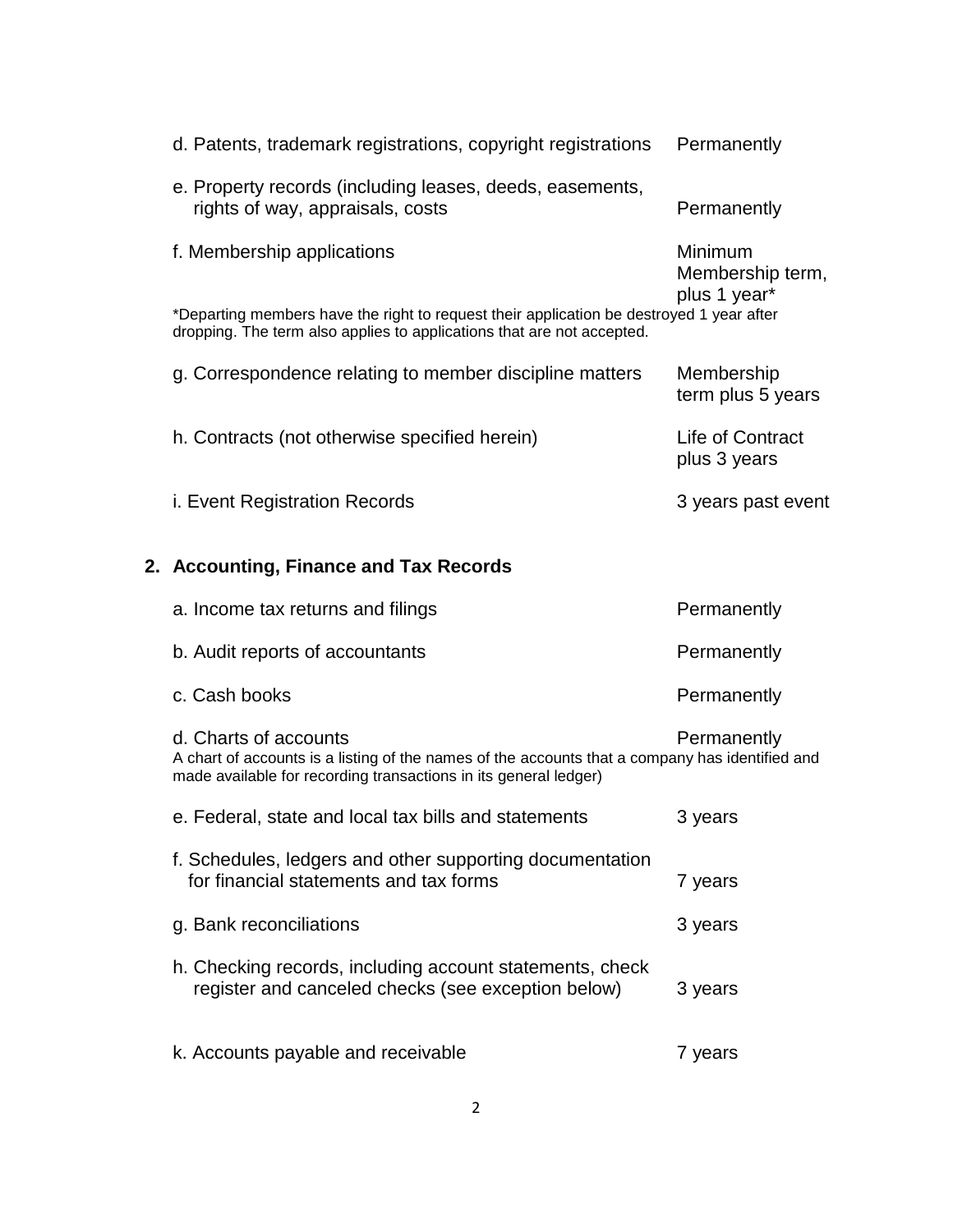| | |
|---|---|
| d. Patents, trademark registrations, copyright registrations | Permanently |
| e. Property records (including leases, deeds, easements, rights of way, appraisals, costs | Permanently |
| f. Membership applications | Minimum Membership term, plus 1 year* |

*Departing members have the right to request their application be destroyed 1 year after dropping. The term also applies to applications that are not accepted.

| | |
|---|---|
| g. Correspondence relating to member discipline matters | Membership term plus 5 years |
| h. Contracts (not otherwise specified herein) | Life of Contract plus 3 years |
| i. Event Registration Records | 3 years past event |

## 2. Accounting, Finance and Tax Records

| | |
|---|---|
| a. Income tax returns and filings | Permanently |
| b. Audit reports of accountants | Permanently |
| c. Cash books | Permanently |
| d. Charts of accounts | Permanently |

A chart of accounts is a listing of the names of the accounts that a company has identified and made available for recording transactions in its general ledger)

| | |
|---|---|
| e. Federal, state and local tax bills and statements | 3 years |
| f. Schedules, ledgers and other supporting documentation for financial statements and tax forms | 7 years |
| g. Bank reconciliations | 3 years |
| h. Checking records, including account statements, check register and canceled checks (see exception below) | 3 years |
| k. Accounts payable and receivable | 7 years |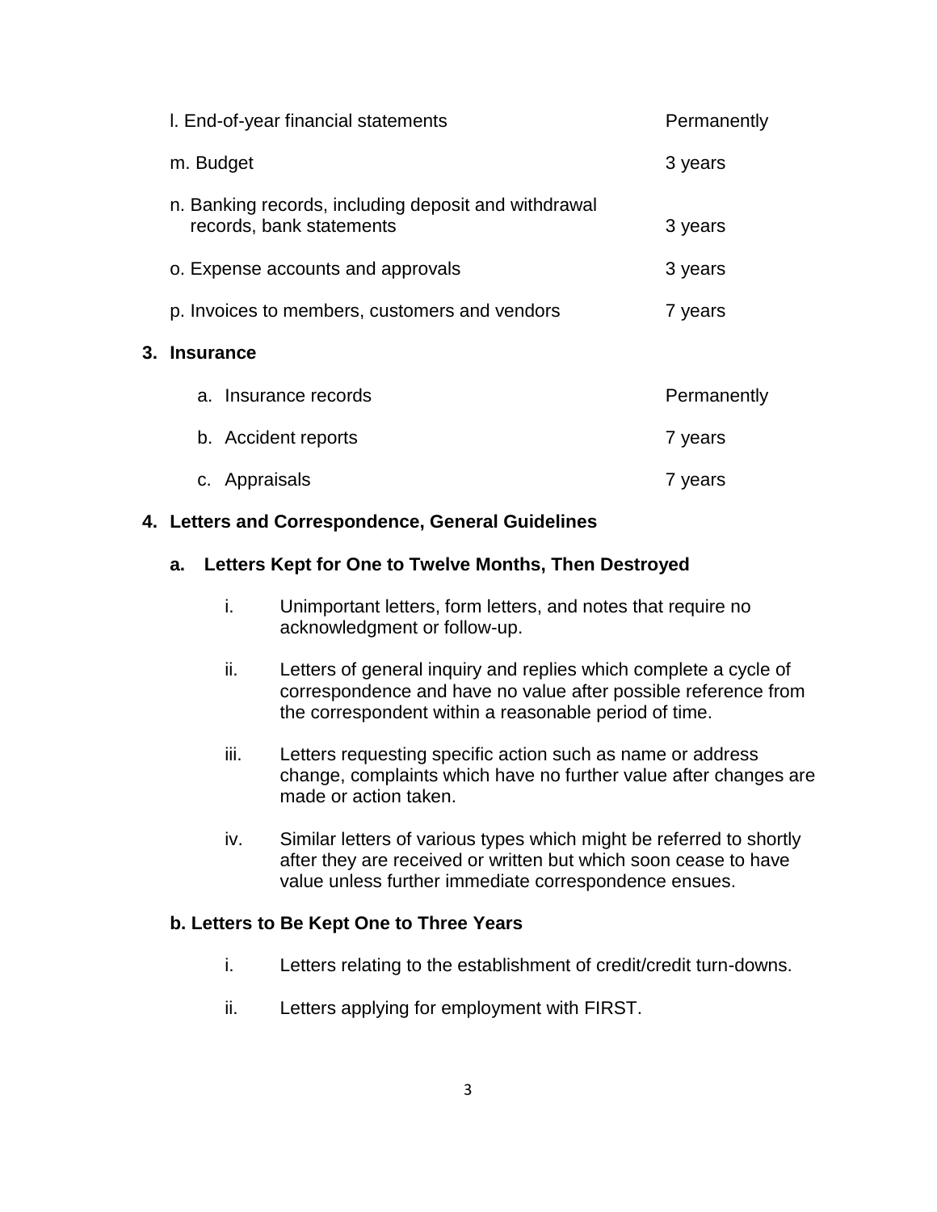l. End-of-year financial statements — Permanently

m. Budget — 3 years

n. Banking records, including deposit and withdrawal records, bank statements — 3 years

o. Expense accounts and approvals — 3 years

p. Invoices to members, customers and vendors — 7 years

**3. Insurance**

a. Insurance records — Permanently

b. Accident reports — 7 years

c. Appraisals — 7 years

**4. Letters and Correspondence, General Guidelines**

**a. Letters Kept for One to Twelve Months, Then Destroyed**

i. Unimportant letters, form letters, and notes that require no acknowledgment or follow-up.

ii. Letters of general inquiry and replies which complete a cycle of correspondence and have no value after possible reference from the correspondent within a reasonable period of time.

iii. Letters requesting specific action such as name or address change, complaints which have no further value after changes are made or action taken.

iv. Similar letters of various types which might be referred to shortly after they are received or written but which soon cease to have value unless further immediate correspondence ensues.

**b. Letters to Be Kept One to Three Years**

i. Letters relating to the establishment of credit/credit turn-downs.

ii. Letters applying for employment with FIRST.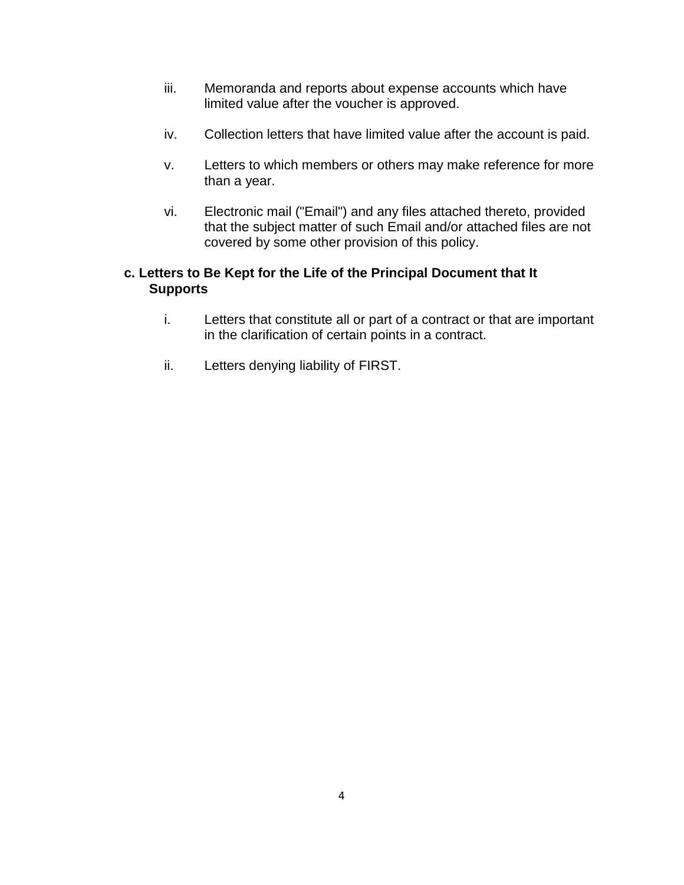iii. Memoranda and reports about expense accounts which have limited value after the voucher is approved.

iv. Collection letters that have limited value after the account is paid.

v. Letters to which members or others may make reference for more than a year.

vi. Electronic mail ("Email") and any files attached thereto, provided that the subject matter of such Email and/or attached files are not covered by some other provision of this policy.

**c. Letters to Be Kept for the Life of the Principal Document that It Supports**

i. Letters that constitute all or part of a contract or that are important in the clarification of certain points in a contract.

ii. Letters denying liability of FIRST.